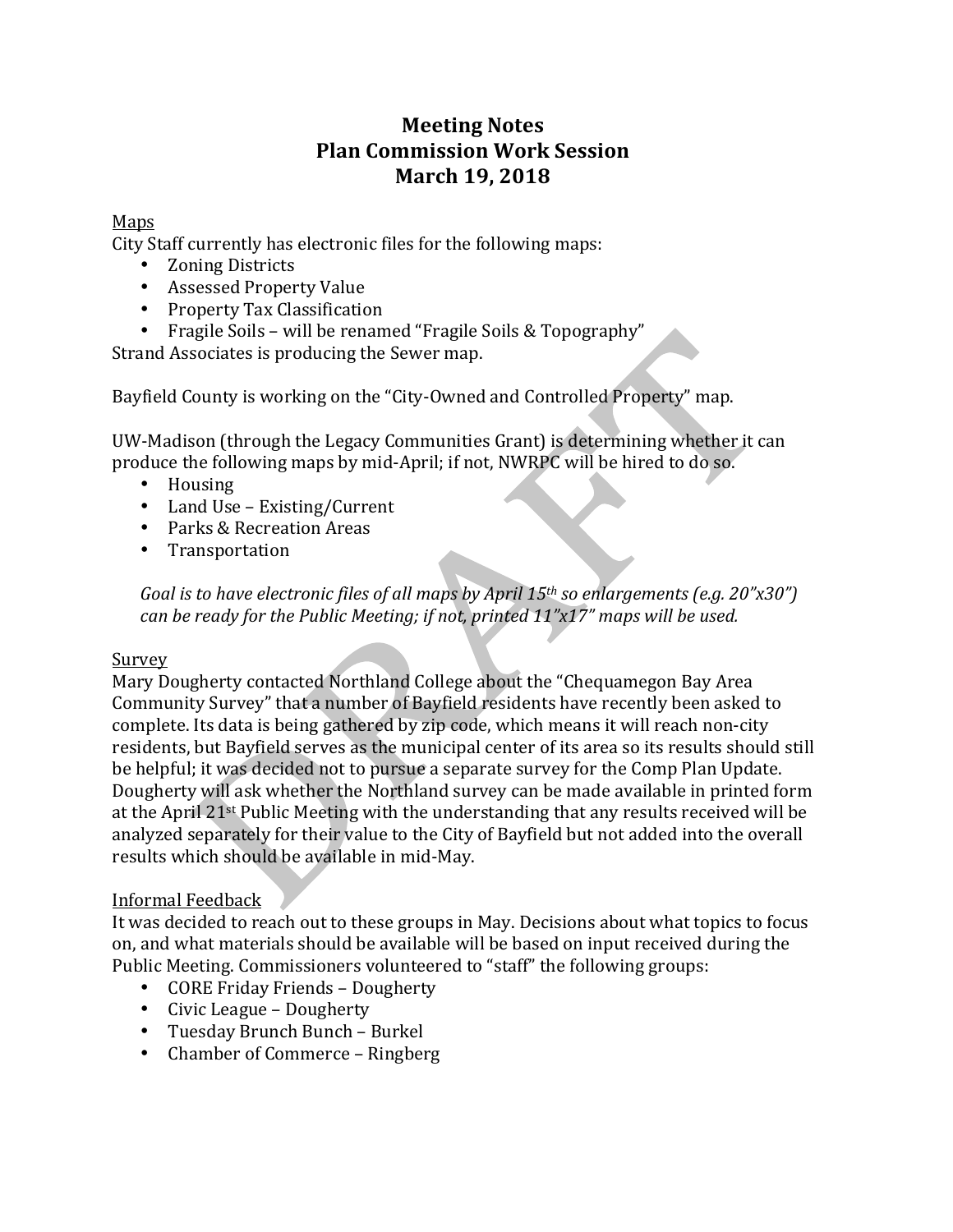# Meeting Notes
# Plan Commission Work Session
# March 19, 2018

Maps

City Staff currently has electronic files for the following maps:

- Zoning Districts
- Assessed Property Value
- Property Tax Classification
- Fragile Soils – will be renamed "Fragile Soils & Topography"

Strand Associates is producing the Sewer map.

Bayfield County is working on the "City-Owned and Controlled Property" map.

UW-Madison (through the Legacy Communities Grant) is determining whether it can produce the following maps by mid-April; if not, NWRPC will be hired to do so.

- Housing
- Land Use – Existing/Current
- Parks & Recreation Areas
- Transportation

*Goal is to have electronic files of all maps by April 15th so enlargements (e.g. 20"x30") can be ready for the Public Meeting; if not, printed 11"x17" maps will be used.*

Survey

Mary Dougherty contacted Northland College about the "Chequamegon Bay Area Community Survey" that a number of Bayfield residents have recently been asked to complete. Its data is being gathered by zip code, which means it will reach non-city residents, but Bayfield serves as the municipal center of its area so its results should still be helpful; it was decided not to pursue a separate survey for the Comp Plan Update. Dougherty will ask whether the Northland survey can be made available in printed form at the April 21st Public Meeting with the understanding that any results received will be analyzed separately for their value to the City of Bayfield but not added into the overall results which should be available in mid-May.

Informal Feedback

It was decided to reach out to these groups in May. Decisions about what topics to focus on, and what materials should be available will be based on input received during the Public Meeting. Commissioners volunteered to "staff" the following groups:

- CORE Friday Friends – Dougherty
- Civic League – Dougherty
- Tuesday Brunch Bunch – Burkel
- Chamber of Commerce – Ringberg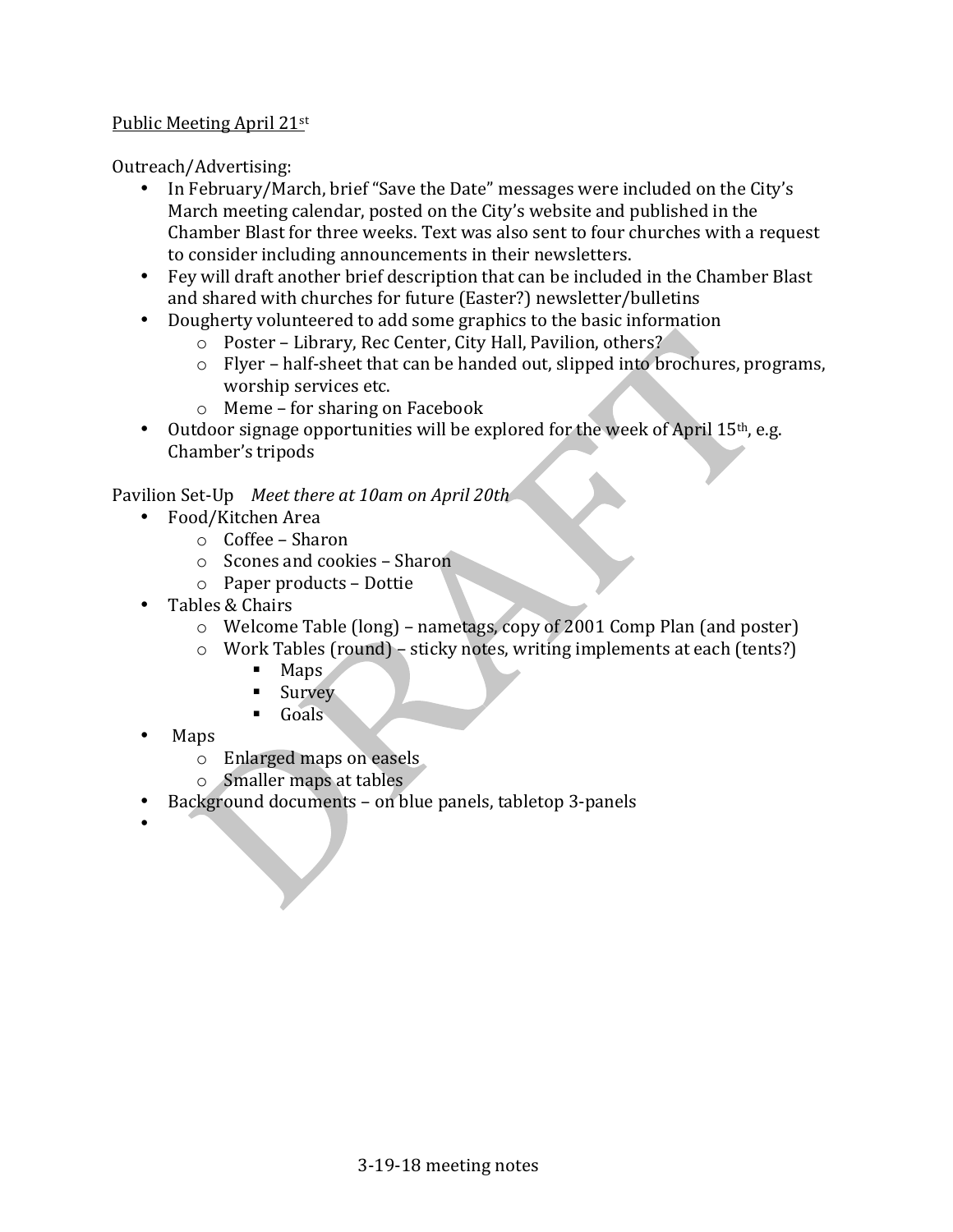Public Meeting April 21st

Outreach/Advertising:

- In February/March, brief "Save the Date" messages were included on the City's March meeting calendar, posted on the City's website and published in the Chamber Blast for three weeks. Text was also sent to four churches with a request to consider including announcements in their newsletters.
- Fey will draft another brief description that can be included in the Chamber Blast and shared with churches for future (Easter?) newsletter/bulletins
- Dougherty volunteered to add some graphics to the basic information
  - Poster – Library, Rec Center, City Hall, Pavilion, others?
  - Flyer – half-sheet that can be handed out, slipped into brochures, programs, worship services etc.
  - Meme – for sharing on Facebook
- Outdoor signage opportunities will be explored for the week of April 15th, e.g. Chamber's tripods

Pavilion Set-Up *Meet there at 10am on April 20th*

- Food/Kitchen Area
  - Coffee – Sharon
  - Scones and cookies – Sharon
  - Paper products – Dottie
- Tables & Chairs
  - Welcome Table (long) – nametags, copy of 2001 Comp Plan (and poster)
  - Work Tables (round) – sticky notes, writing implements at each (tents?)
    - Maps
    - Survey
    - Goals
- Maps
  - Enlarged maps on easels
  - Smaller maps at tables
- Background documents – on blue panels, tabletop 3-panels
-

DRAFT

3-19-18 meeting notes